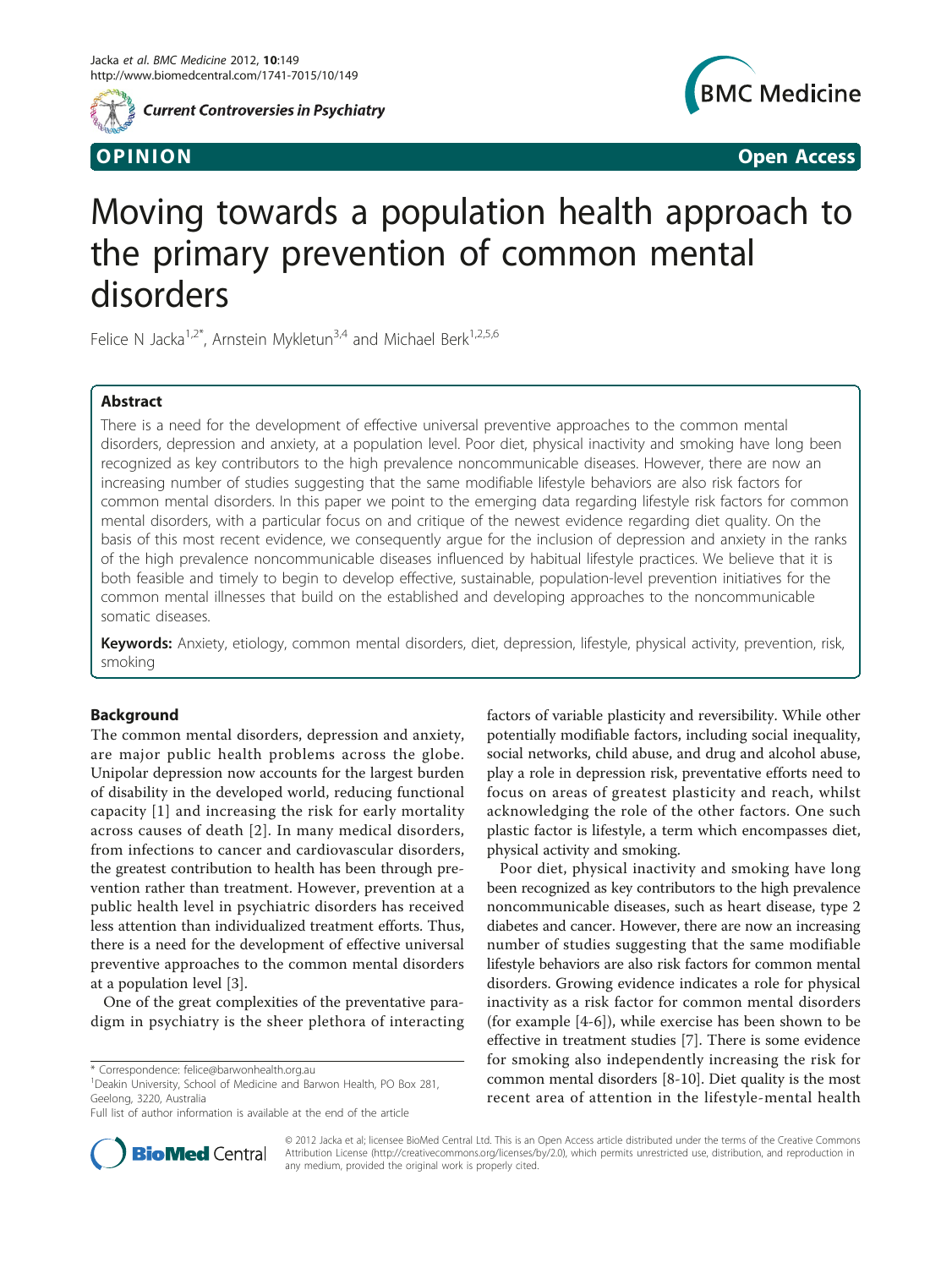OPINION Open Access

# Moving towards a population health approach to the primary prevention of common mental disorders

Felice N Jacka[1,2*], Arnstein Mykletun[3,4] and Michael Berk[1,2,5,6]

## Abstract

There is a need for the development of effective universal preventive approaches to the common mental disorders, depression and anxiety, at a population level. Poor diet, physical inactivity and smoking have long been recognized as key contributors to the high prevalence noncommunicable diseases. However, there are now an increasing number of studies suggesting that the same modifiable lifestyle behaviors are also risk factors for common mental disorders. In this paper we point to the emerging data regarding lifestyle risk factors for common mental disorders, with a particular focus on and critique of the newest evidence regarding diet quality. On the basis of this most recent evidence, we consequently argue for the inclusion of depression and anxiety in the ranks of the high prevalence noncommunicable diseases influenced by habitual lifestyle practices. We believe that it is both feasible and timely to begin to develop effective, sustainable, population-level prevention initiatives for the common mental illnesses that build on the established and developing approaches to the noncommunicable somatic diseases.

**Keywords:** Anxiety, etiology, common mental disorders, diet, depression, lifestyle, physical activity, prevention, risk, smoking

## Background

The common mental disorders, depression and anxiety, are major public health problems across the globe. Unipolar depression now accounts for the largest burden of disability in the developed world, reducing functional capacity [1] and increasing the risk for early mortality across causes of death [2]. In many medical disorders, from infections to cancer and cardiovascular disorders, the greatest contribution to health has been through prevention rather than treatment. However, prevention at a public health level in psychiatric disorders has received less attention than individualized treatment efforts. Thus, there is a need for the development of effective universal preventive approaches to the common mental disorders at a population level [3].

One of the great complexities of the preventative paradigm in psychiatry is the sheer plethora of interacting factors of variable plasticity and reversibility. While other potentially modifiable factors, including social inequality, social networks, child abuse, and drug and alcohol abuse, play a role in depression risk, preventative efforts need to focus on areas of greatest plasticity and reach, whilst acknowledging the role of the other factors. One such plastic factor is lifestyle, a term which encompasses diet, physical activity and smoking.

Poor diet, physical inactivity and smoking have long been recognized as key contributors to the high prevalence noncommunicable diseases, such as heart disease, type 2 diabetes and cancer. However, there are now an increasing number of studies suggesting that the same modifiable lifestyle behaviors are also risk factors for common mental disorders. Growing evidence indicates a role for physical inactivity as a risk factor for common mental disorders (for example [4-6]), while exercise has been shown to be effective in treatment studies [7]. There is some evidence for smoking also independently increasing the risk for common mental disorders [8-10]. Diet quality is the most recent area of attention in the lifestyle-mental health

* Correspondence: felice@barwonhealth.org.au
[1]Deakin University, School of Medicine and Barwon Health, PO Box 281, Geelong, 3220, Australia
Full list of author information is available at the end of the article

© 2012 Jacka et al; licensee BioMed Central Ltd. This is an Open Access article distributed under the terms of the Creative Commons Attribution License (http://creativecommons.org/licenses/by/2.0), which permits unrestricted use, distribution, and reproduction in any medium, provided the original work is properly cited.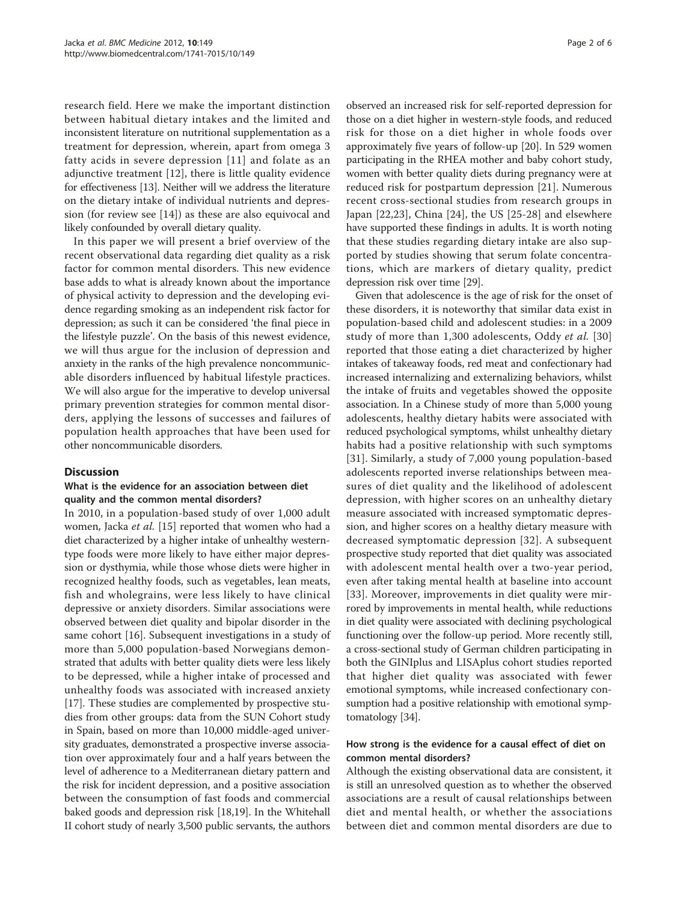research field. Here we make the important distinction between habitual dietary intakes and the limited and inconsistent literature on nutritional supplementation as a treatment for depression, wherein, apart from omega 3 fatty acids in severe depression [11] and folate as an adjunctive treatment [12], there is little quality evidence for effectiveness [13]. Neither will we address the literature on the dietary intake of individual nutrients and depression (for review see [14]) as these are also equivocal and likely confounded by overall dietary quality.

In this paper we will present a brief overview of the recent observational data regarding diet quality as a risk factor for common mental disorders. This new evidence base adds to what is already known about the importance of physical activity to depression and the developing evidence regarding smoking as an independent risk factor for depression; as such it can be considered 'the final piece in the lifestyle puzzle'. On the basis of this newest evidence, we will thus argue for the inclusion of depression and anxiety in the ranks of the high prevalence noncommunicable disorders influenced by habitual lifestyle practices. We will also argue for the imperative to develop universal primary prevention strategies for common mental disorders, applying the lessons of successes and failures of population health approaches that have been used for other noncommunicable disorders.

## Discussion

### What is the evidence for an association between diet quality and the common mental disorders?

In 2010, in a population-based study of over 1,000 adult women, Jacka *et al.* [15] reported that women who had a diet characterized by a higher intake of unhealthy western-type foods were more likely to have either major depression or dysthymia, while those whose diets were higher in recognized healthy foods, such as vegetables, lean meats, fish and wholegrains, were less likely to have clinical depressive or anxiety disorders. Similar associations were observed between diet quality and bipolar disorder in the same cohort [16]. Subsequent investigations in a study of more than 5,000 population-based Norwegians demonstrated that adults with better quality diets were less likely to be depressed, while a higher intake of processed and unhealthy foods was associated with increased anxiety [17]. These studies are complemented by prospective studies from other groups: data from the SUN Cohort study in Spain, based on more than 10,000 middle-aged university graduates, demonstrated a prospective inverse association over approximately four and a half years between the level of adherence to a Mediterranean dietary pattern and the risk for incident depression, and a positive association between the consumption of fast foods and commercial baked goods and depression risk [18,19]. In the Whitehall II cohort study of nearly 3,500 public servants, the authors observed an increased risk for self-reported depression for those on a diet higher in western-style foods, and reduced risk for those on a diet higher in whole foods over approximately five years of follow-up [20]. In 529 women participating in the RHEA mother and baby cohort study, women with better quality diets during pregnancy were at reduced risk for postpartum depression [21]. Numerous recent cross-sectional studies from research groups in Japan [22,23], China [24], the US [25-28] and elsewhere have supported these findings in adults. It is worth noting that these studies regarding dietary intake are also supported by studies showing that serum folate concentrations, which are markers of dietary quality, predict depression risk over time [29].

Given that adolescence is the age of risk for the onset of these disorders, it is noteworthy that similar data exist in population-based child and adolescent studies: in a 2009 study of more than 1,300 adolescents, Oddy *et al.* [30] reported that those eating a diet characterized by higher intakes of takeaway foods, red meat and confectionary had increased internalizing and externalizing behaviors, whilst the intake of fruits and vegetables showed the opposite association. In a Chinese study of more than 5,000 young adolescents, healthy dietary habits were associated with reduced psychological symptoms, whilst unhealthy dietary habits had a positive relationship with such symptoms [31]. Similarly, a study of 7,000 young population-based adolescents reported inverse relationships between measures of diet quality and the likelihood of adolescent depression, with higher scores on an unhealthy dietary measure associated with increased symptomatic depression, and higher scores on a healthy dietary measure with decreased symptomatic depression [32]. A subsequent prospective study reported that diet quality was associated with adolescent mental health over a two-year period, even after taking mental health at baseline into account [33]. Moreover, improvements in diet quality were mirrored by improvements in mental health, while reductions in diet quality were associated with declining psychological functioning over the follow-up period. More recently still, a cross-sectional study of German children participating in both the GINIplus and LISAplus cohort studies reported that higher diet quality was associated with fewer emotional symptoms, while increased confectionary consumption had a positive relationship with emotional symptomatology [34].

### How strong is the evidence for a causal effect of diet on common mental disorders?

Although the existing observational data are consistent, it is still an unresolved question as to whether the observed associations are a result of causal relationships between diet and mental health, or whether the associations between diet and common mental disorders are due to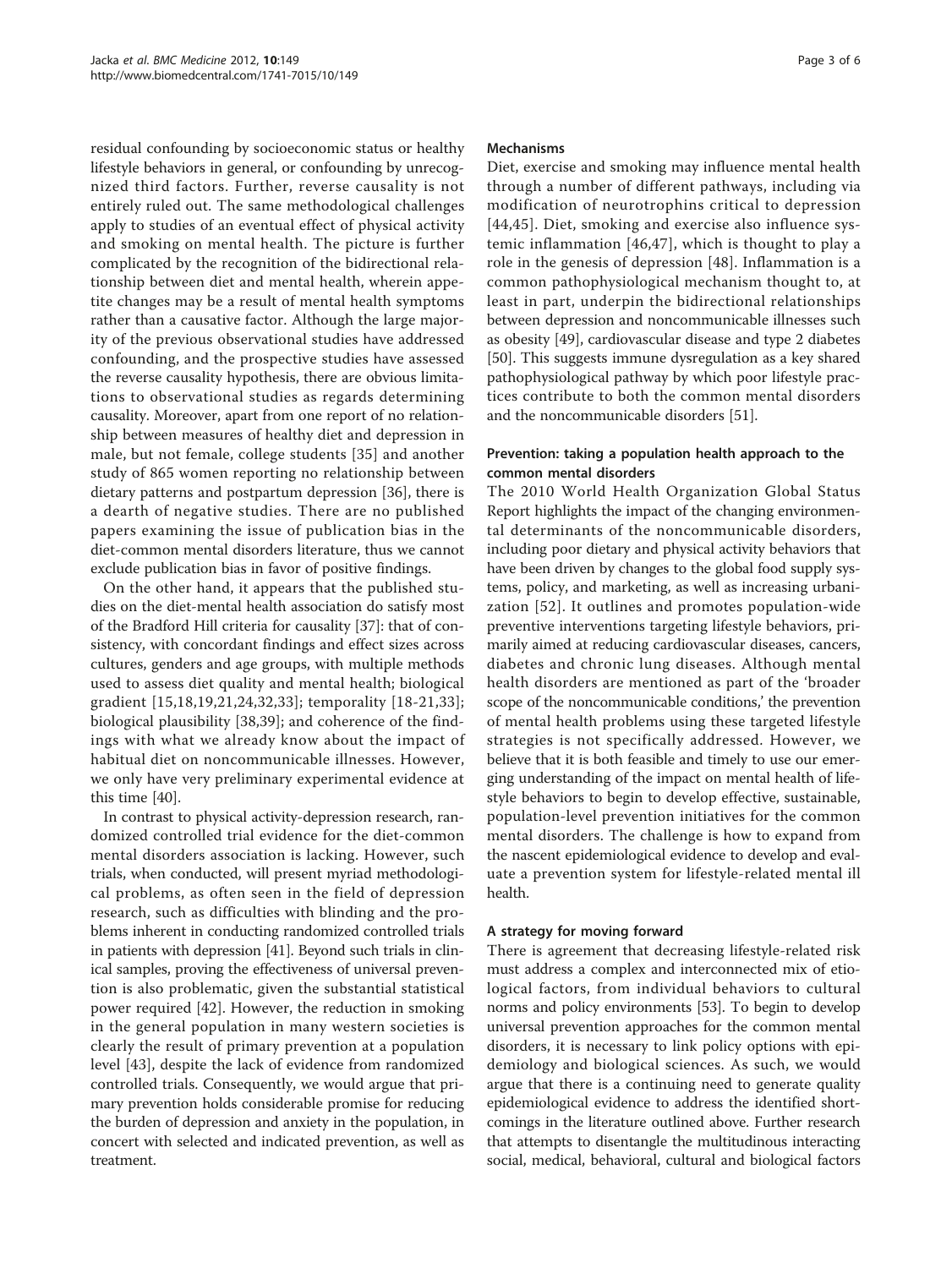residual confounding by socioeconomic status or healthy lifestyle behaviors in general, or confounding by unrecognized third factors. Further, reverse causality is not entirely ruled out. The same methodological challenges apply to studies of an eventual effect of physical activity and smoking on mental health. The picture is further complicated by the recognition of the bidirectional relationship between diet and mental health, wherein appetite changes may be a result of mental health symptoms rather than a causative factor. Although the large majority of the previous observational studies have addressed confounding, and the prospective studies have assessed the reverse causality hypothesis, there are obvious limitations to observational studies as regards determining causality. Moreover, apart from one report of no relationship between measures of healthy diet and depression in male, but not female, college students [35] and another study of 865 women reporting no relationship between dietary patterns and postpartum depression [36], there is a dearth of negative studies. There are no published papers examining the issue of publication bias in the diet-common mental disorders literature, thus we cannot exclude publication bias in favor of positive findings.

On the other hand, it appears that the published studies on the diet-mental health association do satisfy most of the Bradford Hill criteria for causality [37]: that of consistency, with concordant findings and effect sizes across cultures, genders and age groups, with multiple methods used to assess diet quality and mental health; biological gradient [15,18,19,21,24,32,33]; temporality [18-21,33]; biological plausibility [38,39]; and coherence of the findings with what we already know about the impact of habitual diet on noncommunicable illnesses. However, we only have very preliminary experimental evidence at this time [40].

In contrast to physical activity-depression research, randomized controlled trial evidence for the diet-common mental disorders association is lacking. However, such trials, when conducted, will present myriad methodological problems, as often seen in the field of depression research, such as difficulties with blinding and the problems inherent in conducting randomized controlled trials in patients with depression [41]. Beyond such trials in clinical samples, proving the effectiveness of universal prevention is also problematic, given the substantial statistical power required [42]. However, the reduction in smoking in the general population in many western societies is clearly the result of primary prevention at a population level [43], despite the lack of evidence from randomized controlled trials. Consequently, we would argue that primary prevention holds considerable promise for reducing the burden of depression and anxiety in the population, in concert with selected and indicated prevention, as well as treatment.

### Mechanisms

Diet, exercise and smoking may influence mental health through a number of different pathways, including via modification of neurotrophins critical to depression [44,45]. Diet, smoking and exercise also influence systemic inflammation [46,47], which is thought to play a role in the genesis of depression [48]. Inflammation is a common pathophysiological mechanism thought to, at least in part, underpin the bidirectional relationships between depression and noncommunicable illnesses such as obesity [49], cardiovascular disease and type 2 diabetes [50]. This suggests immune dysregulation as a key shared pathophysiological pathway by which poor lifestyle practices contribute to both the common mental disorders and the noncommunicable disorders [51].

### Prevention: taking a population health approach to the common mental disorders

The 2010 World Health Organization Global Status Report highlights the impact of the changing environmental determinants of the noncommunicable disorders, including poor dietary and physical activity behaviors that have been driven by changes to the global food supply systems, policy, and marketing, as well as increasing urbanization [52]. It outlines and promotes population-wide preventive interventions targeting lifestyle behaviors, primarily aimed at reducing cardiovascular diseases, cancers, diabetes and chronic lung diseases. Although mental health disorders are mentioned as part of the 'broader scope of the noncommunicable conditions,' the prevention of mental health problems using these targeted lifestyle strategies is not specifically addressed. However, we believe that it is both feasible and timely to use our emerging understanding of the impact on mental health of lifestyle behaviors to begin to develop effective, sustainable, population-level prevention initiatives for the common mental disorders. The challenge is how to expand from the nascent epidemiological evidence to develop and evaluate a prevention system for lifestyle-related mental ill health.

### A strategy for moving forward

There is agreement that decreasing lifestyle-related risk must address a complex and interconnected mix of etiological factors, from individual behaviors to cultural norms and policy environments [53]. To begin to develop universal prevention approaches for the common mental disorders, it is necessary to link policy options with epidemiology and biological sciences. As such, we would argue that there is a continuing need to generate quality epidemiological evidence to address the identified shortcomings in the literature outlined above. Further research that attempts to disentangle the multitudinous interacting social, medical, behavioral, cultural and biological factors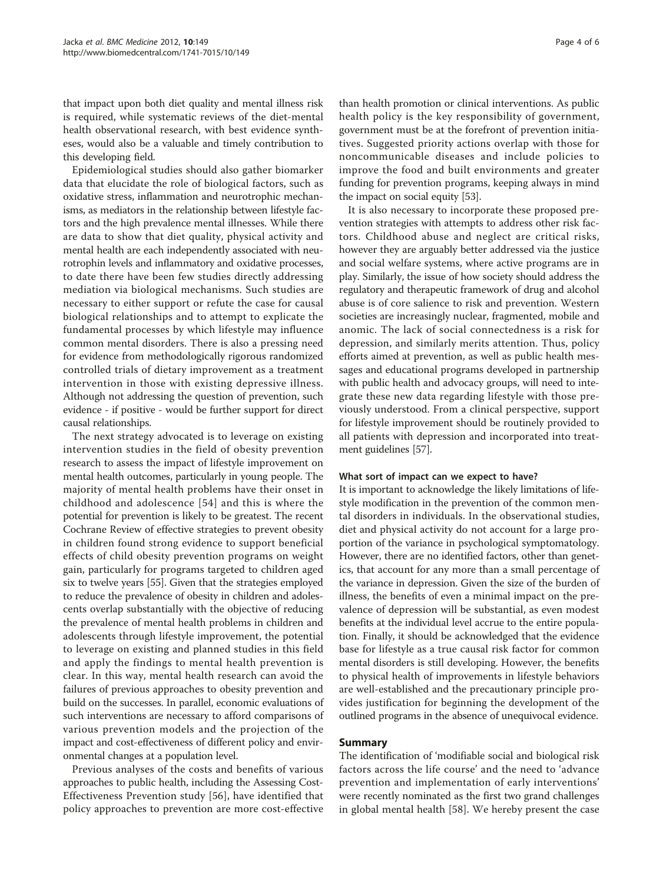that impact upon both diet quality and mental illness risk is required, while systematic reviews of the diet-mental health observational research, with best evidence syntheses, would also be a valuable and timely contribution to this developing field.

Epidemiological studies should also gather biomarker data that elucidate the role of biological factors, such as oxidative stress, inflammation and neurotrophic mechanisms, as mediators in the relationship between lifestyle factors and the high prevalence mental illnesses. While there are data to show that diet quality, physical activity and mental health are each independently associated with neurotrophin levels and inflammatory and oxidative processes, to date there have been few studies directly addressing mediation via biological mechanisms. Such studies are necessary to either support or refute the case for causal biological relationships and to attempt to explicate the fundamental processes by which lifestyle may influence common mental disorders. There is also a pressing need for evidence from methodologically rigorous randomized controlled trials of dietary improvement as a treatment intervention in those with existing depressive illness. Although not addressing the question of prevention, such evidence - if positive - would be further support for direct causal relationships.

The next strategy advocated is to leverage on existing intervention studies in the field of obesity prevention research to assess the impact of lifestyle improvement on mental health outcomes, particularly in young people. The majority of mental health problems have their onset in childhood and adolescence [54] and this is where the potential for prevention is likely to be greatest. The recent Cochrane Review of effective strategies to prevent obesity in children found strong evidence to support beneficial effects of child obesity prevention programs on weight gain, particularly for programs targeted to children aged six to twelve years [55]. Given that the strategies employed to reduce the prevalence of obesity in children and adolescents overlap substantially with the objective of reducing the prevalence of mental health problems in children and adolescents through lifestyle improvement, the potential to leverage on existing and planned studies in this field and apply the findings to mental health prevention is clear. In this way, mental health research can avoid the failures of previous approaches to obesity prevention and build on the successes. In parallel, economic evaluations of such interventions are necessary to afford comparisons of various prevention models and the projection of the impact and cost-effectiveness of different policy and environmental changes at a population level.

Previous analyses of the costs and benefits of various approaches to public health, including the Assessing Cost-Effectiveness Prevention study [56], have identified that policy approaches to prevention are more cost-effective than health promotion or clinical interventions. As public health policy is the key responsibility of government, government must be at the forefront of prevention initiatives. Suggested priority actions overlap with those for noncommunicable diseases and include policies to improve the food and built environments and greater funding for prevention programs, keeping always in mind the impact on social equity [53].

It is also necessary to incorporate these proposed prevention strategies with attempts to address other risk factors. Childhood abuse and neglect are critical risks, however they are arguably better addressed via the justice and social welfare systems, where active programs are in play. Similarly, the issue of how society should address the regulatory and therapeutic framework of drug and alcohol abuse is of core salience to risk and prevention. Western societies are increasingly nuclear, fragmented, mobile and anomic. The lack of social connectedness is a risk for depression, and similarly merits attention. Thus, policy efforts aimed at prevention, as well as public health messages and educational programs developed in partnership with public health and advocacy groups, will need to integrate these new data regarding lifestyle with those previously understood. From a clinical perspective, support for lifestyle improvement should be routinely provided to all patients with depression and incorporated into treatment guidelines [57].

### What sort of impact can we expect to have?

It is important to acknowledge the likely limitations of lifestyle modification in the prevention of the common mental disorders in individuals. In the observational studies, diet and physical activity do not account for a large proportion of the variance in psychological symptomatology. However, there are no identified factors, other than genetics, that account for any more than a small percentage of the variance in depression. Given the size of the burden of illness, the benefits of even a minimal impact on the prevalence of depression will be substantial, as even modest benefits at the individual level accrue to the entire population. Finally, it should be acknowledged that the evidence base for lifestyle as a true causal risk factor for common mental disorders is still developing. However, the benefits to physical health of improvements in lifestyle behaviors are well-established and the precautionary principle provides justification for beginning the development of the outlined programs in the absence of unequivocal evidence.

## Summary

The identification of 'modifiable social and biological risk factors across the life course' and the need to 'advance prevention and implementation of early interventions' were recently nominated as the first two grand challenges in global mental health [58]. We hereby present the case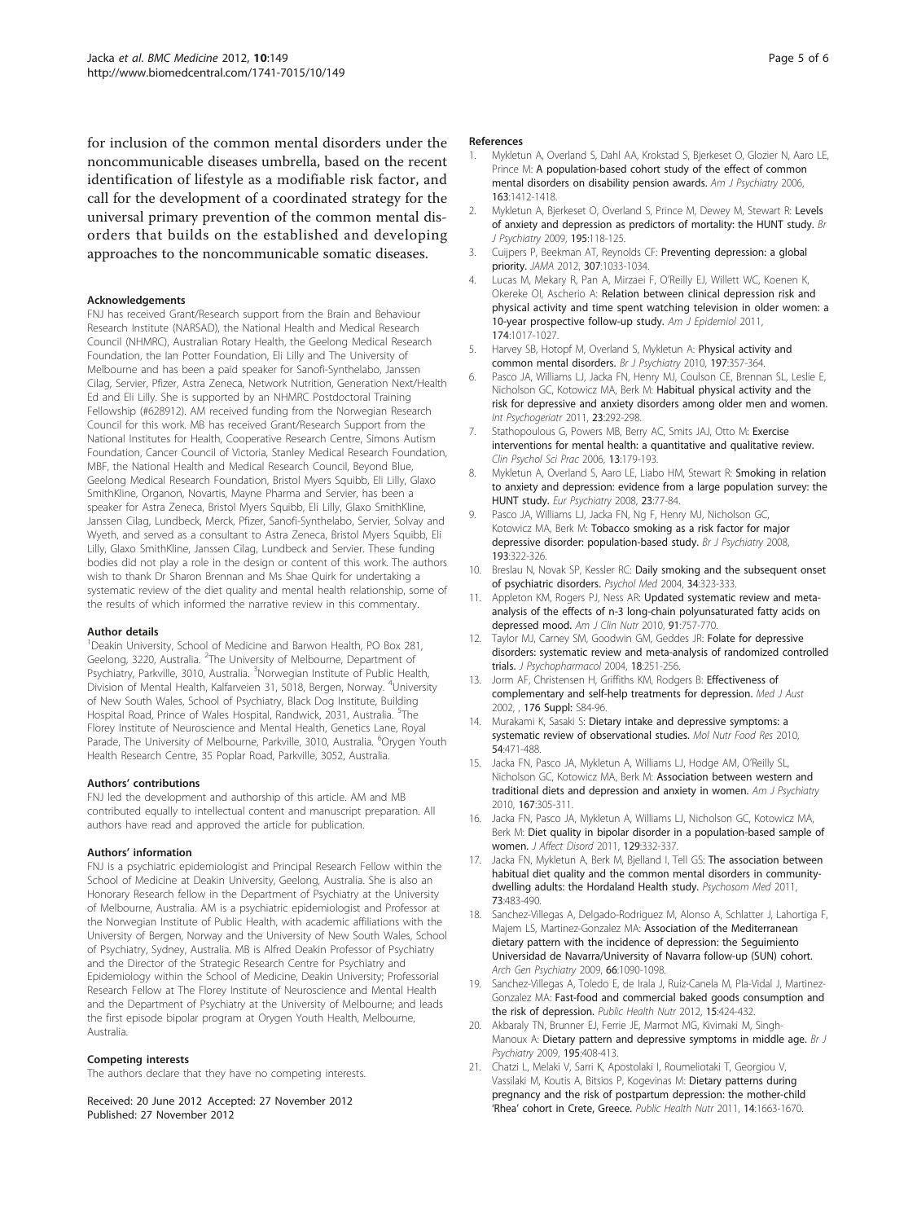for inclusion of the common mental disorders under the noncommunicable diseases umbrella, based on the recent identification of lifestyle as a modifiable risk factor, and call for the development of a coordinated strategy for the universal primary prevention of the common mental disorders that builds on the established and developing approaches to the noncommunicable somatic diseases.

#### Acknowledgements

FNJ has received Grant/Research support from the Brain and Behaviour Research Institute (NARSAD), the National Health and Medical Research Council (NHMRC), Australian Rotary Health, the Geelong Medical Research Foundation, the Ian Potter Foundation, Eli Lilly and The University of Melbourne and has been a paid speaker for Sanofi-Synthelabo, Janssen Cilag, Servier, Pfizer, Astra Zeneca, Network Nutrition, Generation Next/Health Ed and Eli Lilly. She is supported by an NHMRC Postdoctoral Training Fellowship (#628912). AM received funding from the Norwegian Research Council for this work. MB has received Grant/Research Support from the National Institutes for Health, Cooperative Research Centre, Simons Autism Foundation, Cancer Council of Victoria, Stanley Medical Research Foundation, MBF, the National Health and Medical Research Council, Beyond Blue, Geelong Medical Research Foundation, Bristol Myers Squibb, Eli Lilly, Glaxo SmithKline, Organon, Novartis, Mayne Pharma and Servier, has been a speaker for Astra Zeneca, Bristol Myers Squibb, Eli Lilly, Glaxo SmithKline, Janssen Cilag, Lundbeck, Merck, Pfizer, Sanofi-Synthelabo, Servier, Solvay and Wyeth, and served as a consultant to Astra Zeneca, Bristol Myers Squibb, Eli Lilly, Glaxo SmithKline, Janssen Cilag, Lundbeck and Servier. These funding bodies did not play a role in the design or content of this work. The authors wish to thank Dr Sharon Brennan and Ms Shae Quirk for undertaking a systematic review of the diet quality and mental health relationship, some of the results of which informed the narrative review in this commentary.

#### Author details

[1]Deakin University, School of Medicine and Barwon Health, PO Box 281, Geelong, 3220, Australia. [2]The University of Melbourne, Department of Psychiatry, Parkville, 3010, Australia. [3]Norwegian Institute of Public Health, Division of Mental Health, Kalfarveien 31, 5018, Bergen, Norway. [4]University of New South Wales, School of Psychiatry, Black Dog Institute, Building Hospital Road, Prince of Wales Hospital, Randwick, 2031, Australia. [5]The Florey Institute of Neuroscience and Mental Health, Genetics Lane, Royal Parade, The University of Melbourne, Parkville, 3010, Australia. [6]Orygen Youth Health Research Centre, 35 Poplar Road, Parkville, 3052, Australia.

#### Authors' contributions

FNJ led the development and authorship of this article. AM and MB contributed equally to intellectual content and manuscript preparation. All authors have read and approved the article for publication.

#### Authors' information

FNJ is a psychiatric epidemiologist and Principal Research Fellow within the School of Medicine at Deakin University, Geelong, Australia. She is also an Honorary Research fellow in the Department of Psychiatry at the University of Melbourne, Australia. AM is a psychiatric epidemiologist and Professor at the Norwegian Institute of Public Health, with academic affiliations with the University of Bergen, Norway and the University of New South Wales, School of Psychiatry, Sydney, Australia. MB is Alfred Deakin Professor of Psychiatry and the Director of the Strategic Research Centre for Psychiatry and Epidemiology within the School of Medicine, Deakin University; Professorial Research Fellow at The Florey Institute of Neuroscience and Mental Health and the Department of Psychiatry at the University of Melbourne; and leads the first episode bipolar program at Orygen Youth Health, Melbourne, Australia.

#### Competing interests

The authors declare that they have no competing interests.

Received: 20 June 2012 Accepted: 27 November 2012
Published: 27 November 2012

#### References

1. Mykletun A, Overland S, Dahl AA, Krokstad S, Bjerkeset O, Glozier N, Aaro LE, Prince M: **A population-based cohort study of the effect of common mental disorders on disability pension awards.** *Am J Psychiatry* 2006, **163**:1412-1418.
2. Mykletun A, Bjerkeset O, Overland S, Prince M, Dewey M, Stewart R: **Levels of anxiety and depression as predictors of mortality: the HUNT study.** *Br J Psychiatry* 2009, **195**:118-125.
3. Cuijpers P, Beekman AT, Reynolds CF: **Preventing depression: a global priority.** *JAMA* 2012, **307**:1033-1034.
4. Lucas M, Mekary R, Pan A, Mirzaei F, O'Reilly EJ, Willett WC, Koenen K, Okereke OI, Ascherio A: **Relation between clinical depression risk and physical activity and time spent watching television in older women: a 10-year prospective follow-up study.** *Am J Epidemiol* 2011, **174**:1017-1027.
5. Harvey SB, Hotopf M, Overland S, Mykletun A: **Physical activity and common mental disorders.** *Br J Psychiatry* 2010, **197**:357-364.
6. Pasco JA, Williams LJ, Jacka FN, Henry MJ, Coulson CE, Brennan SL, Leslie E, Nicholson GC, Kotowicz MA, Berk M: **Habitual physical activity and the risk for depressive and anxiety disorders among older men and women.** *Int Psychogeriatr* 2011, **23**:292-298.
7. Stathopoulous G, Powers MB, Berry AC, Smits JAJ, Otto M: **Exercise interventions for mental health: a quantitative and qualitative review.** *Clin Psychol Sci Prac* 2006, **13**:179-193.
8. Mykletun A, Overland S, Aaro LE, Liabo HM, Stewart R: **Smoking in relation to anxiety and depression: evidence from a large population survey: the HUNT study.** *Eur Psychiatry* 2008, **23**:77-84.
9. Pasco JA, Williams LJ, Jacka FN, Ng F, Henry MJ, Nicholson GC, Kotowicz MA, Berk M: **Tobacco smoking as a risk factor for major depressive disorder: population-based study.** *Br J Psychiatry* 2008, **193**:322-326.
10. Breslau N, Novak SP, Kessler RC: **Daily smoking and the subsequent onset of psychiatric disorders.** *Psychol Med* 2004, **34**:323-333.
11. Appleton KM, Rogers PJ, Ness AR: **Updated systematic review and meta-analysis of the effects of n-3 long-chain polyunsaturated fatty acids on depressed mood.** *Am J Clin Nutr* 2010, **91**:757-770.
12. Taylor MJ, Carney SM, Goodwin GM, Geddes JR: **Folate for depressive disorders: systematic review and meta-analysis of randomized controlled trials.** *J Psychopharmacol* 2004, **18**:251-256.
13. Jorm AF, Christensen H, Griffiths KM, Rodgers B: **Effectiveness of complementary and self-help treatments for depression.** *Med J Aust* 2002, , **176 Suppl**: S84-96.
14. Murakami K, Sasaki S: **Dietary intake and depressive symptoms: a systematic review of observational studies.** *Mol Nutr Food Res* 2010, **54**:471-488.
15. Jacka FN, Pasco JA, Mykletun A, Williams LJ, Hodge AM, O'Reilly SL, Nicholson GC, Kotowicz MA, Berk M: **Association between western and traditional diets and depression and anxiety in women.** *Am J Psychiatry* 2010, **167**:305-311.
16. Jacka FN, Pasco JA, Mykletun A, Williams LJ, Nicholson GC, Kotowicz MA, Berk M: **Diet quality in bipolar disorder in a population-based sample of women.** *J Affect Disord* 2011, **129**:332-337.
17. Jacka FN, Mykletun A, Berk M, Bjelland I, Tell GS: **The association between habitual diet quality and the common mental disorders in community-dwelling adults: the Hordaland Health study.** *Psychosom Med* 2011, **73**:483-490.
18. Sanchez-Villegas A, Delgado-Rodriguez M, Alonso A, Schlatter J, Lahortiga F, Majem LS, Martinez-Gonzalez MA: **Association of the Mediterranean dietary pattern with the incidence of depression: the Seguimiento Universidad de Navarra/University of Navarra follow-up (SUN) cohort.** *Arch Gen Psychiatry* 2009, **66**:1090-1098.
19. Sanchez-Villegas A, Toledo E, de Irala J, Ruiz-Canela M, Pla-Vidal J, Martinez-Gonzalez MA: **Fast-food and commercial baked goods consumption and the risk of depression.** *Public Health Nutr* 2012, **15**:424-432.
20. Akbaraly TN, Brunner EJ, Ferrie JE, Marmot MG, Kivimaki M, Singh-Manoux A: **Dietary pattern and depressive symptoms in middle age.** *Br J Psychiatry* 2009, **195**:408-413.
21. Chatzi L, Melaki V, Sarri K, Apostolaki I, Roumeliotaki T, Georgiou V, Vassilaki M, Koutis A, Bitsios P, Kogevinas M: **Dietary patterns during pregnancy and the risk of postpartum depression: the mother-child 'Rhea' cohort in Crete, Greece.** *Public Health Nutr* 2011, **14**:1663-1670.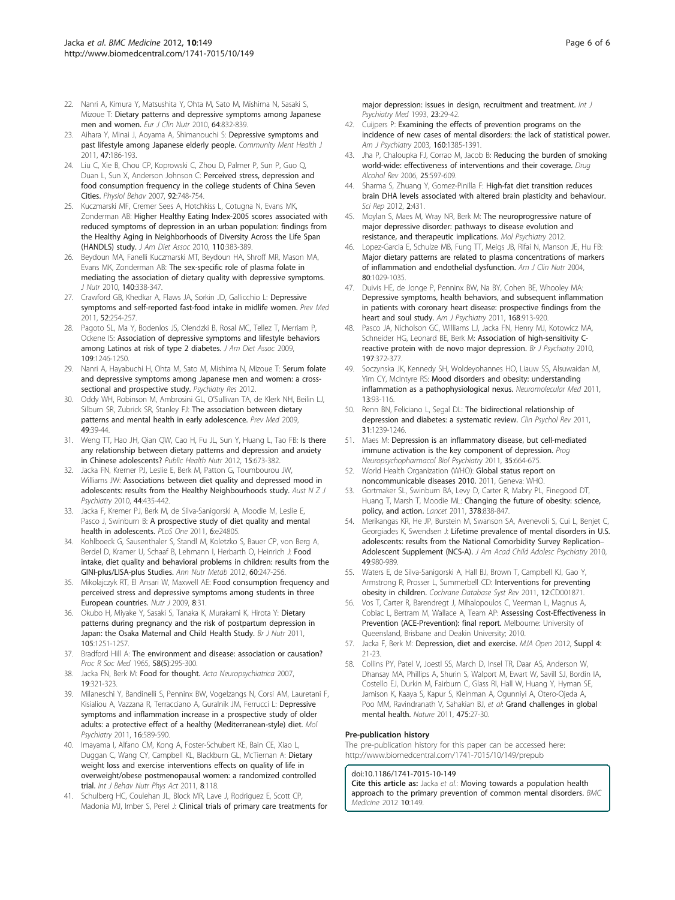22. Nanri A, Kimura Y, Matsushita Y, Ohta M, Sato M, Mishima N, Sasaki S, Mizoue T: **Dietary patterns and depressive symptoms among Japanese men and women.** *Eur J Clin Nutr* 2010, **64**:832-839.
23. Aihara Y, Minai J, Aoyama A, Shimanouchi S: **Depressive symptoms and past lifestyle among Japanese elderly people.** *Community Ment Health J* 2011, **47**:186-193.
24. Liu C, Xie B, Chou CP, Koprowski C, Zhou D, Palmer P, Sun P, Guo Q, Duan L, Sun X, Anderson Johnson C: **Perceived stress, depression and food consumption frequency in the college students of China Seven Cities.** *Physiol Behav* 2007, **92**:748-754.
25. Kuczmarski MF, Cremer Sees A, Hotchkiss L, Cotugna N, Evans MK, Zonderman AB: **Higher Healthy Eating Index-2005 scores associated with reduced symptoms of depression in an urban population: findings from the Healthy Aging in Neighborhoods of Diversity Across the Life Span (HANDLS) study.** *J Am Diet Assoc* 2010, **110**:383-389.
26. Beydoun MA, Fanelli Kuczmarski MT, Beydoun HA, Shroff MR, Mason MA, Evans MK, Zonderman AB: **The sex-specific role of plasma folate in mediating the association of dietary quality with depressive symptoms.** *J Nutr* 2010, **140**:338-347.
27. Crawford GB, Khedkar A, Flaws JA, Sorkin JD, Gallicchio L: **Depressive symptoms and self-reported fast-food intake in midlife women.** *Prev Med* 2011, **52**:254-257.
28. Pagoto SL, Ma Y, Bodenlos JS, Olendzki B, Rosal MC, Tellez T, Merriam P, Ockene IS: **Association of depressive symptoms and lifestyle behaviors among Latinos at risk of type 2 diabetes.** *J Am Diet Assoc* 2009, **109**:1246-1250.
29. Nanri A, Hayabuchi H, Ohta M, Sato M, Mishima N, Mizoue T: **Serum folate and depressive symptoms among Japanese men and women: a cross-sectional and prospective study.** *Psychiatry Res* 2012.
30. Oddy WH, Robinson M, Ambrosini GL, O'Sullivan TA, de Klerk NH, Beilin LJ, Silburn SR, Zubrick SR, Stanley FJ: **The association between dietary patterns and mental health in early adolescence.** *Prev Med* 2009, **49**:39-44.
31. Weng TT, Hao JH, Qian QW, Cao H, Fu JL, Sun Y, Huang L, Tao FB: **Is there any relationship between dietary patterns and depression and anxiety in Chinese adolescents?** *Public Health Nutr* 2012, **15**:673-382.
32. Jacka FN, Kremer PJ, Leslie E, Berk M, Patton G, Toumbourou JW, Williams JW: **Associations between diet quality and depressed mood in adolescents: results from the Healthy Neighbourhoods study.** *Aust N Z J Psychiatry* 2010, **44**:435-442.
33. Jacka F, Kremer PJ, Berk M, de Silva-Sanigorski A, Moodie M, Leslie E, Pasco J, Swinburn B: **A prospective study of diet quality and mental health in adolescents.** *PLoS One* 2011, **6**:e24805.
34. Kohlboeck G, Sausenthaler S, Standl M, Koletzko S, Bauer CP, von Berg A, Berdel D, Kramer U, Schaaf B, Lehmann I, Herbarth O, Heinrich J: **Food intake, diet quality and behavioral problems in children: results from the GINI-plus/LISA-plus Studies.** *Ann Nutr Metab* 2012, **60**:247-256.
35. Mikolajczyk RT, El Ansari W, Maxwell AE: **Food consumption frequency and perceived stress and depressive symptoms among students in three European countries.** *Nutr J* 2009, **8**:31.
36. Okubo H, Miyake Y, Sasaki S, Tanaka K, Murakami K, Hirota Y: **Dietary patterns during pregnancy and the risk of postpartum depression in Japan: the Osaka Maternal and Child Health Study.** *Br J Nutr* 2011, **105**:1251-1257.
37. Bradford Hill A: **The environment and disease: association or causation?** *Proc R Soc Med* 1965, **58(5)**:295-300.
38. Jacka FN, Berk M: **Food for thought.** *Acta Neuropsychiatrica* 2007, **19**:321-323.
39. Milaneschi Y, Bandinelli S, Penninx BW, Vogelzangs N, Corsi AM, Lauretani F, Kisialiou A, Vazzana R, Terracciano A, Guralnik JM, Ferrucci L: **Depressive symptoms and inflammation increase in a prospective study of older adults: a protective effect of a healthy (Mediterranean-style) diet.** *Mol Psychiatry* 2011, **16**:589-590.
40. Imayama I, Alfano CM, Kong A, Foster-Schubert KE, Bain CE, Xiao L, Duggan C, Wang CY, Campbell KL, Blackburn GL, McTiernan A: **Dietary weight loss and exercise interventions effects on quality of life in overweight/obese postmenopausal women: a randomized controlled trial.** *Int J Behav Nutr Phys Act* 2011, **8**:118.
41. Schulberg HC, Coulehan JL, Block MR, Lave J, Rodriguez E, Scott CP, Madonia MJ, Imber S, Perel J: **Clinical trials of primary care treatments for major depression: issues in design, recruitment and treatment.** *Int J Psychiatry Med* 1993, **23**:29-42.
42. Cuijpers P: **Examining the effects of prevention programs on the incidence of new cases of mental disorders: the lack of statistical power.** *Am J Psychiatry* 2003, **160**:1385-1391.
43. Jha P, Chaloupka FJ, Corrao M, Jacob B: **Reducing the burden of smoking world-wide: effectiveness of interventions and their coverage.** *Drug Alcohol Rev* 2006, **25**:597-609.
44. Sharma S, Zhuang Y, Gomez-Pinilla F: **High-fat diet transition reduces brain DHA levels associated with altered brain plasticity and behaviour.** *Sci Rep* 2012, **2**:431.
45. Moylan S, Maes M, Wray NR, Berk M: **The neuroprogressive nature of major depressive disorder: pathways to disease evolution and resistance, and therapeutic implications.** *Mol Psychiatry* 2012.
46. Lopez-Garcia E, Schulze MB, Fung TT, Meigs JB, Rifai N, Manson JE, Hu FB: **Major dietary patterns are related to plasma concentrations of markers of inflammation and endothelial dysfunction.** *Am J Clin Nutr* 2004, **80**:1029-1035.
47. Duivis HE, de Jonge P, Penninx BW, Na BY, Cohen BE, Whooley MA: **Depressive symptoms, health behaviors, and subsequent inflammation in patients with coronary heart disease: prospective findings from the heart and soul study.** *Am J Psychiatry* 2011, **168**:913-920.
48. Pasco JA, Nicholson GC, Williams LJ, Jacka FN, Henry MJ, Kotowicz MA, Schneider HG, Leonard BE, Berk M: **Association of high-sensitivity C-reactive protein with de novo major depression.** *Br J Psychiatry* 2010, **197**:372-377.
49. Soczynska JK, Kennedy SH, Woldeyohannes HO, Liauw SS, Alsuwaidan M, Yim CY, McIntyre RS: **Mood disorders and obesity: understanding inflammation as a pathophysiological nexus.** *Neuromolecular Med* 2011, **13**:93-116.
50. Renn BN, Feliciano L, Segal DL: **The bidirectional relationship of depression and diabetes: a systematic review.** *Clin Psychol Rev* 2011, **31**:1239-1246.
51. Maes M: **Depression is an inflammatory disease, but cell-mediated immune activation is the key component of depression.** *Prog Neuropsychopharmacol Biol Psychiatry* 2011, **35**:664-675.
52. World Health Organization (WHO): **Global status report on noncommunicable diseases 2010.** 2011, Geneva: WHO.
53. Gortmaker SL, Swinburn BA, Levy D, Carter R, Mabry PL, Finegood DT, Huang T, Marsh T, Moodie ML: **Changing the future of obesity: science, policy, and action.** *Lancet* 2011, **378**:838-847.
54. Merikangas KR, He JP, Burstein M, Swanson SA, Avenevoli S, Cui L, Benjet C, Georgiades K, Swendsen J: **Lifetime prevalence of mental disorders in U.S. adolescents: results from the National Comorbidity Survey Replication–Adolescent Supplement (NCS-A).** *J Am Acad Child Adolesc Psychiatry* 2010, **49**:980-989.
55. Waters E, de Silva-Sanigorski A, Hall BJ, Brown T, Campbell KJ, Gao Y, Armstrong R, Prosser L, Summerbell CD: **Interventions for preventing obesity in children.** *Cochrane Database Syst Rev* 2011, **12**:CD001871.
56. Vos T, Carter R, Barendregt J, Mihalopoulos C, Veerman L, Magnus A, Cobiac L, Bertram M, Wallace A, Team AP: **Assessing Cost-Effectiveness in Prevention (ACE-Prevention): final report.** Melbourne: University of Queensland, Brisbane and Deakin University; 2010.
57. Jacka F, Berk M: **Depression, diet and exercise.** *MJA Open* 2012, **Suppl 4**:21-23.
58. Collins PY, Patel V, Joestl SS, March D, Insel TR, Daar AS, Anderson W, Dhansay MA, Phillips A, Shurin S, Walport M, Ewart W, Savill SJ, Bordin IA, Costello EJ, Durkin M, Fairburn C, Glass RI, Hall W, Huang Y, Hyman SE, Jamison K, Kaaya S, Kapur S, Kleinman A, Ogunniyi A, Otero-Ojeda A, Poo MM, Ravindranath V, Sahakian BJ, *et al*: **Grand challenges in global mental health.** *Nature* 2011, **475**:27-30.

**Pre-publication history**

The pre-publication history for this paper can be accessed here: http://www.biomedcentral.com/1741-7015/10/149/prepub

doi:10.1186/1741-7015-10-149

**Cite this article as:** Jacka *et al.*: Moving towards a population health approach to the primary prevention of common mental disorders. *BMC Medicine* 2012 **10**:149.